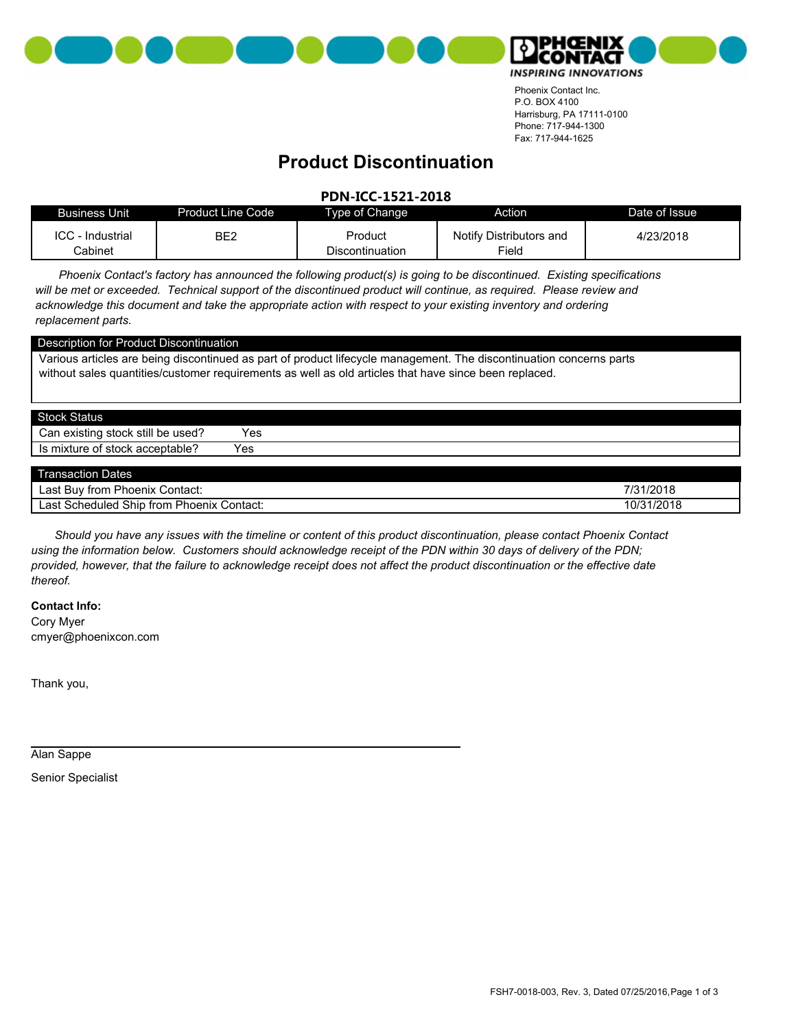Phoenix Contact Inc.
P.O. BOX 4100
Harrisburg, PA 17111-0100
Phone: 717-944-1300
Fax: 717-944-1625

# Product Discontinuation

## PDN-ICC-1521-2018

| Business Unit | Product Line Code | Type of Change | Action | Date of Issue |
|---|---|---|---|---|
| ICC - Industrial Cabinet | BE2 | Product Discontinuation | Notify Distributors and Field | 4/23/2018 |

*Phoenix Contact's factory has announced the following product(s) is going to be discontinued. Existing specifications will be met or exceeded. Technical support of the discontinued product will continue, as required. Please review and acknowledge this document and take the appropriate action with respect to your existing inventory and ordering replacement parts.*

| Description for Product Discontinuation |
|---|
| Various articles are being discontinued as part of product lifecycle management. The discontinuation concerns parts without sales quantities/customer requirements as well as old articles that have since been replaced. |

| Stock Status | |
|---|---|
| Can existing stock still be used? | Yes |
| Is mixture of stock acceptable? | Yes |

| Transaction Dates | |
|---|---|
| Last Buy from Phoenix Contact: | 7/31/2018 |
| Last Scheduled Ship from Phoenix Contact: | 10/31/2018 |

*Should you have any issues with the timeline or content of this product discontinuation, please contact Phoenix Contact using the information below. Customers should acknowledge receipt of the PDN within 30 days of delivery of the PDN; provided, however, that the failure to acknowledge receipt does not affect the product discontinuation or the effective date thereof.*

**Contact Info:**
Cory Myer
cmyer@phoenixcon.com

Thank you,

Alan Sappe

Senior Specialist

FSH7-0018-003, Rev. 3, Dated 07/25/2016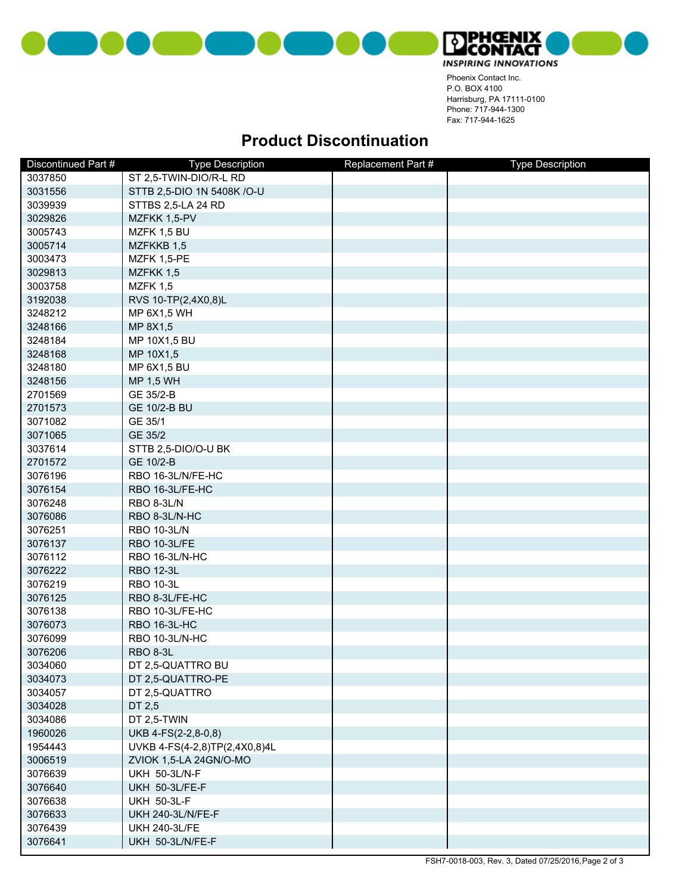Phoenix Contact Inc.
P.O. BOX 4100
Harrisburg, PA 17111-0100
Phone: 717-944-1300
Fax: 717-944-1625

## Product Discontinuation

| Discontinued Part # | Type Description | Replacement Part # | Type Description |
|---|---|---|---|
| 3037850 | ST 2,5-TWIN-DIO/R-L RD | | |
| 3031556 | STTB 2,5-DIO 1N 5408K /O-U | | |
| 3039939 | STTBS 2,5-LA 24 RD | | |
| 3029826 | MZFKK 1,5-PV | | |
| 3005743 | MZFK 1,5 BU | | |
| 3005714 | MZFKKB 1,5 | | |
| 3003473 | MZFK 1,5-PE | | |
| 3029813 | MZFKK 1,5 | | |
| 3003758 | MZFK 1,5 | | |
| 3192038 | RVS 10-TP(2,4X0,8)L | | |
| 3248212 | MP 6X1,5 WH | | |
| 3248166 | MP 8X1,5 | | |
| 3248184 | MP 10X1,5 BU | | |
| 3248168 | MP 10X1,5 | | |
| 3248180 | MP 6X1,5 BU | | |
| 3248156 | MP 1,5 WH | | |
| 2701569 | GE 35/2-B | | |
| 2701573 | GE 10/2-B BU | | |
| 3071082 | GE 35/1 | | |
| 3071065 | GE 35/2 | | |
| 3037614 | STTB 2,5-DIO/O-U BK | | |
| 2701572 | GE 10/2-B | | |
| 3076196 | RBO 16-3L/N/FE-HC | | |
| 3076154 | RBO 16-3L/FE-HC | | |
| 3076248 | RBO 8-3L/N | | |
| 3076086 | RBO 8-3L/N-HC | | |
| 3076251 | RBO 10-3L/N | | |
| 3076137 | RBO 10-3L/FE | | |
| 3076112 | RBO 16-3L/N-HC | | |
| 3076222 | RBO 12-3L | | |
| 3076219 | RBO 10-3L | | |
| 3076125 | RBO 8-3L/FE-HC | | |
| 3076138 | RBO 10-3L/FE-HC | | |
| 3076073 | RBO 16-3L-HC | | |
| 3076099 | RBO 10-3L/N-HC | | |
| 3076206 | RBO 8-3L | | |
| 3034060 | DT 2,5-QUATTRO BU | | |
| 3034073 | DT 2,5-QUATTRO-PE | | |
| 3034057 | DT 2,5-QUATTRO | | |
| 3034028 | DT 2,5 | | |
| 3034086 | DT 2,5-TWIN | | |
| 1960026 | UKB 4-FS(2-2,8-0,8) | | |
| 1954443 | UVKB 4-FS(4-2,8)TP(2,4X0,8)4L | | |
| 3006519 | ZVIOK 1,5-LA 24GN/O-MO | | |
| 3076639 | UKH 50-3L/N-F | | |
| 3076640 | UKH 50-3L/FE-F | | |
| 3076638 | UKH 50-3L-F | | |
| 3076633 | UKH 240-3L/N/FE-F | | |
| 3076439 | UKH 240-3L/FE | | |
| 3076641 | UKH 50-3L/N/FE-F | | |

FSH7-0018-003, Rev. 3, Dated 07/25/2016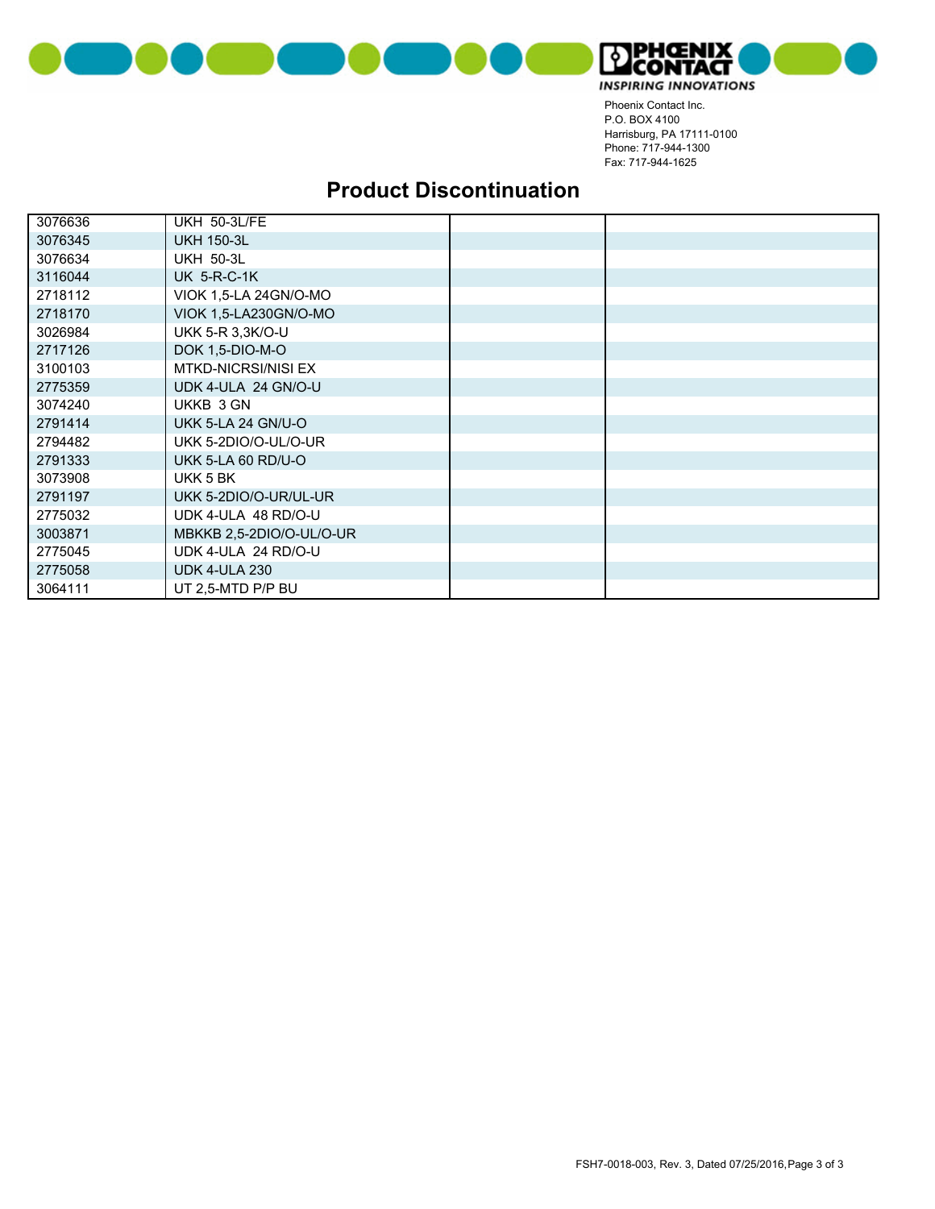Phoenix Contact Inc.
P.O. BOX 4100
Harrisburg, PA 17111-0100
Phone: 717-944-1300
Fax: 717-944-1625

# Product Discontinuation

| | | | |
|---|---|---|---|
| 3076636 | UKH 50-3L/FE | | |
| 3076345 | UKH 150-3L | | |
| 3076634 | UKH 50-3L | | |
| 3116044 | UK 5-R-C-1K | | |
| 2718112 | VIOK 1,5-LA 24GN/O-MO | | |
| 2718170 | VIOK 1,5-LA230GN/O-MO | | |
| 3026984 | UKK 5-R 3,3K/O-U | | |
| 2717126 | DOK 1,5-DIO-M-O | | |
| 3100103 | MTKD-NICRSI/NISI EX | | |
| 2775359 | UDK 4-ULA 24 GN/O-U | | |
| 3074240 | UKKB 3 GN | | |
| 2791414 | UKK 5-LA 24 GN/U-O | | |
| 2794482 | UKK 5-2DIO/O-UL/O-UR | | |
| 2791333 | UKK 5-LA 60 RD/U-O | | |
| 3073908 | UKK 5 BK | | |
| 2791197 | UKK 5-2DIO/O-UR/UL-UR | | |
| 2775032 | UDK 4-ULA 48 RD/O-U | | |
| 3003871 | MBKKB 2,5-2DIO/O-UL/O-UR | | |
| 2775045 | UDK 4-ULA 24 RD/O-U | | |
| 2775058 | UDK 4-ULA 230 | | |
| 3064111 | UT 2,5-MTD P/P BU | | |

FSH7-0018-003, Rev. 3, Dated 07/25/2016